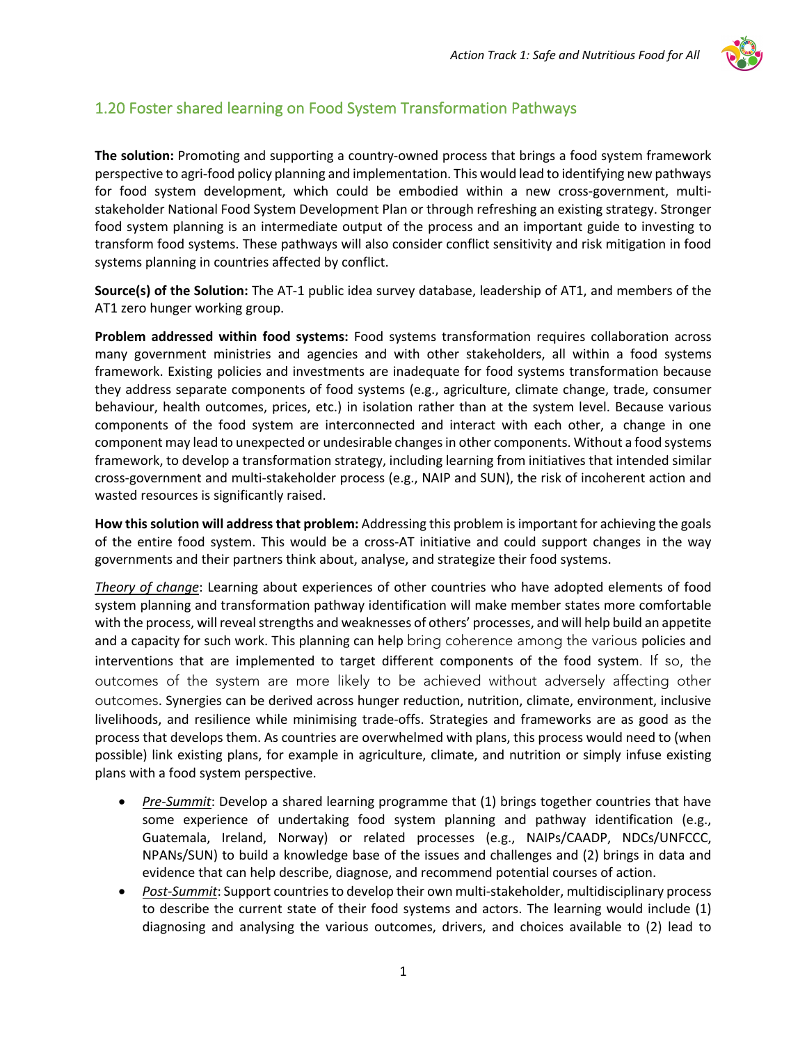## 1.20 Foster shared learning on Food System Transformation Pathways

**The solution:** Promoting and supporting a country-owned process that brings a food system framework perspective to agri-food policy planning and implementation. This would lead to identifying new pathways for food system development, which could be embodied within a new cross-government, multi-stakeholder National Food System Development Plan or through refreshing an existing strategy. Stronger food system planning is an intermediate output of the process and an important guide to investing to transform food systems. These pathways will also consider conflict sensitivity and risk mitigation in food systems planning in countries affected by conflict.

**Source(s) of the Solution:** The AT-1 public idea survey database, leadership of AT1, and members of the AT1 zero hunger working group.

**Problem addressed within food systems:** Food systems transformation requires collaboration across many government ministries and agencies and with other stakeholders, all within a food systems framework. Existing policies and investments are inadequate for food systems transformation because they address separate components of food systems (e.g., agriculture, climate change, trade, consumer behaviour, health outcomes, prices, etc.) in isolation rather than at the system level. Because various components of the food system are interconnected and interact with each other, a change in one component may lead to unexpected or undesirable changes in other components. Without a food systems framework, to develop a transformation strategy, including learning from initiatives that intended similar cross-government and multi-stakeholder process (e.g., NAIP and SUN), the risk of incoherent action and wasted resources is significantly raised.

**How this solution will address that problem:** Addressing this problem is important for achieving the goals of the entire food system. This would be a cross-AT initiative and could support changes in the way governments and their partners think about, analyse, and strategize their food systems.

*Theory of change*: Learning about experiences of other countries who have adopted elements of food system planning and transformation pathway identification will make member states more comfortable with the process, will reveal strengths and weaknesses of others' processes, and will help build an appetite and a capacity for such work. This planning can help bring coherence among the various policies and interventions that are implemented to target different components of the food system. If so, the outcomes of the system are more likely to be achieved without adversely affecting other outcomes. Synergies can be derived across hunger reduction, nutrition, climate, environment, inclusive livelihoods, and resilience while minimising trade-offs. Strategies and frameworks are as good as the process that develops them. As countries are overwhelmed with plans, this process would need to (when possible) link existing plans, for example in agriculture, climate, and nutrition or simply infuse existing plans with a food system perspective.

- *Pre-Summit*: Develop a shared learning programme that (1) brings together countries that have some experience of undertaking food system planning and pathway identification (e.g., Guatemala, Ireland, Norway) or related processes (e.g., NAIPs/CAADP, NDCs/UNFCCC, NPANs/SUN) to build a knowledge base of the issues and challenges and (2) brings in data and evidence that can help describe, diagnose, and recommend potential courses of action.
- *Post-Summit*: Support countries to develop their own multi-stakeholder, multidisciplinary process to describe the current state of their food systems and actors. The learning would include (1) diagnosing and analysing the various outcomes, drivers, and choices available to (2) lead to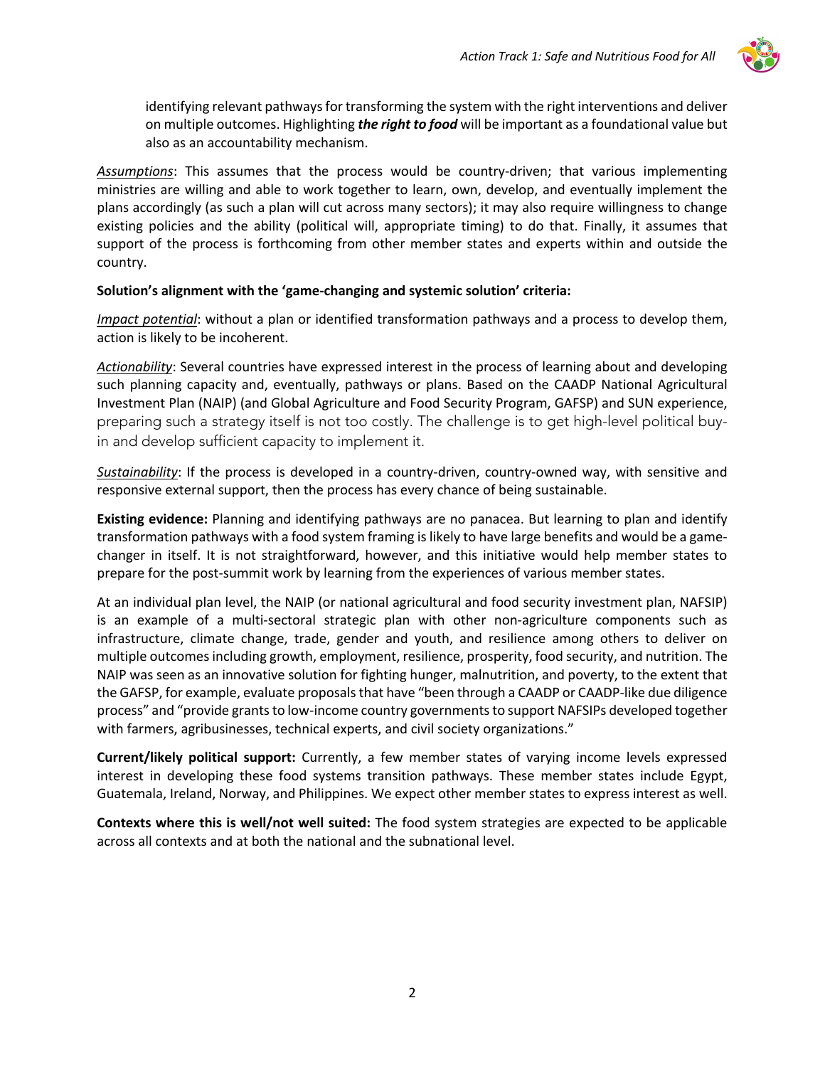identifying relevant pathways for transforming the system with the right interventions and deliver on multiple outcomes. Highlighting ***the right to food*** will be important as a foundational value but also as an accountability mechanism.

*Assumptions*: This assumes that the process would be country-driven; that various implementing ministries are willing and able to work together to learn, own, develop, and eventually implement the plans accordingly (as such a plan will cut across many sectors); it may also require willingness to change existing policies and the ability (political will, appropriate timing) to do that. Finally, it assumes that support of the process is forthcoming from other member states and experts within and outside the country.

**Solution's alignment with the 'game-changing and systemic solution' criteria:**

*Impact potential*: without a plan or identified transformation pathways and a process to develop them, action is likely to be incoherent.

*Actionability*: Several countries have expressed interest in the process of learning about and developing such planning capacity and, eventually, pathways or plans. Based on the CAADP National Agricultural Investment Plan (NAIP) (and Global Agriculture and Food Security Program, GAFSP) and SUN experience, preparing such a strategy itself is not too costly. The challenge is to get high-level political buy-in and develop sufficient capacity to implement it.

*Sustainability*: If the process is developed in a country-driven, country-owned way, with sensitive and responsive external support, then the process has every chance of being sustainable.

**Existing evidence:** Planning and identifying pathways are no panacea. But learning to plan and identify transformation pathways with a food system framing is likely to have large benefits and would be a game-changer in itself. It is not straightforward, however, and this initiative would help member states to prepare for the post-summit work by learning from the experiences of various member states.

At an individual plan level, the NAIP (or national agricultural and food security investment plan, NAFSIP) is an example of a multi-sectoral strategic plan with other non-agriculture components such as infrastructure, climate change, trade, gender and youth, and resilience among others to deliver on multiple outcomes including growth, employment, resilience, prosperity, food security, and nutrition. The NAIP was seen as an innovative solution for fighting hunger, malnutrition, and poverty, to the extent that the GAFSP, for example, evaluate proposals that have "been through a CAADP or CAADP-like due diligence process" and "provide grants to low-income country governments to support NAFSIPs developed together with farmers, agribusinesses, technical experts, and civil society organizations."

**Current/likely political support:** Currently, a few member states of varying income levels expressed interest in developing these food systems transition pathways. These member states include Egypt, Guatemala, Ireland, Norway, and Philippines. We expect other member states to express interest as well.

**Contexts where this is well/not well suited:** The food system strategies are expected to be applicable across all contexts and at both the national and the subnational level.